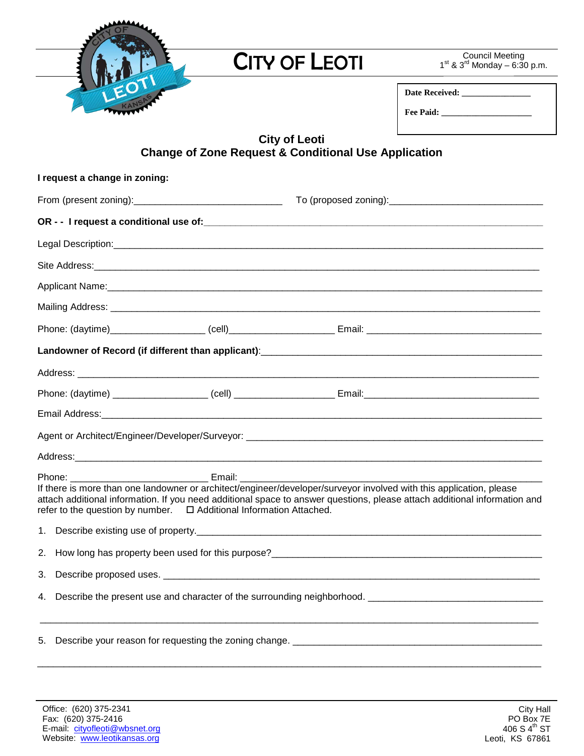# CITY OF LEOTI

Council Meeting
1st & 3rd Monday – 6:30 p.m.

**Date Received:** _______________

**Fee Paid:** ____________________

## City of Leoti
## Change of Zone Request & Conditional Use Application

**I request a change in zoning:**

From (present zoning):___________________________ To (proposed zoning):____________________________

**OR - - I request a conditional use of:**_____________________________________________________________

Legal Description:_______________________________________________________________________________

Site Address:___________________________________________________________________________________

Applicant Name:________________________________________________________________________________

Mailing Address: _______________________________________________________________________________

Phone: (daytime)_________________ (cell)___________________ Email: _________________________________

**Landowner of Record (if different than applicant)**:_____________________________________________________

Address: ______________________________________________________________________________________

Phone: (daytime) _________________ (cell) __________________ Email:________________________________

Email Address:__________________________________________________________________________________

Agent or Architect/Engineer/Developer/Surveyor: ______________________________________________________

Address:_______________________________________________________________________________________

Phone: _________________________ Email: _________________________________________________________

If there is more than one landowner or architect/engineer/developer/surveyor involved with this application, please attach additional information. If you need additional space to answer questions, please attach additional information and refer to the question by number. ☐ Additional Information Attached.

1. Describe existing use of property.________________________________________________________________
2. How long has property been used for this purpose?__________________________________________________
3. Describe proposed uses. _______________________________________________________________________
4. Describe the present use and character of the surrounding neighborhood. ________________________________

   ____________________________________________________________________________________________
5. Describe your reason for requesting the zoning change. _______________________________________________

   ____________________________________________________________________________________________

Office: (620) 375-2341
Fax: (620) 375-2416
E-mail: cityofleoti@wbsnet.org
Website: www.leotikansas.org

City Hall
PO Box 7E
406 S 4th ST
Leoti, KS 67861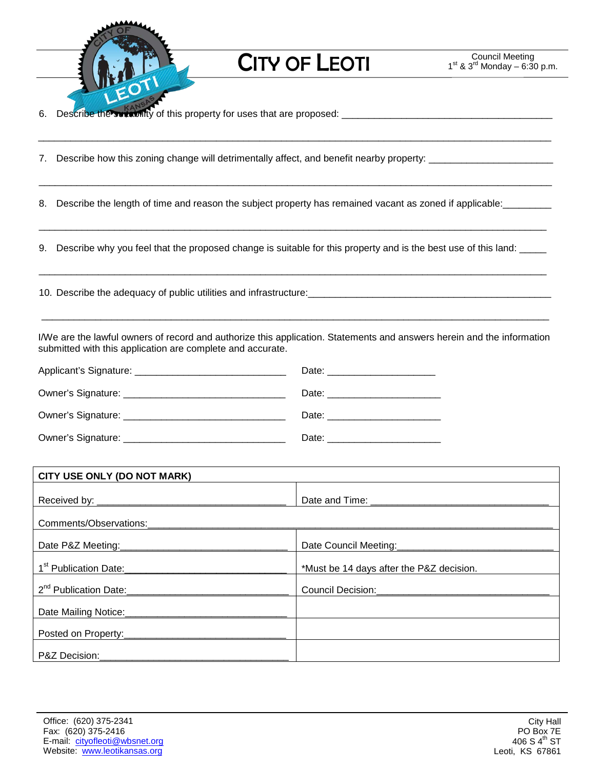# CITY OF LEOTI

Council Meeting
1st & 3rd Monday – 6:30 p.m.

6. Describe the suitability of this property for uses that are proposed: ________________________________________

_____________________________________________________________________________________________

7. Describe how this zoning change will detrimentally affect, and benefit nearby property: ______________________

_____________________________________________________________________________________________

8. Describe the length of time and reason the subject property has remained vacant as zoned if applicable:_________

_____________________________________________________________________________________________

9. Describe why you feel that the proposed change is suitable for this property and is the best use of this land: _____

_____________________________________________________________________________________________

10. Describe the adequacy of public utilities and infrastructure:______________________________________________

_____________________________________________________________________________________________

I/We are the lawful owners of record and authorize this application. Statements and answers herein and the information submitted with this application are complete and accurate.

Applicant's Signature: ____________________________ Date: ____________________

Owner's Signature: ______________________________ Date: _____________________

Owner's Signature: ______________________________ Date: _____________________

Owner's Signature: ______________________________ Date: _____________________

| CITY USE ONLY (DO NOT MARK) | |
|---|---|
| Received by: ___________________________________ | Date and Time: ________________________________ |
| Comments/Observations:_____________________________________________________________ | |
| Date P&Z Meeting:_______________________________ | Date Council Meeting:____________________________ |
| 1st Publication Date:______________________________ | *Must be 14 days after the P&Z decision. |
| 2nd Publication Date:______________________________ | Council Decision:________________________________ |
| Date Mailing Notice:_______________________________ | |
| Posted on Property:_______________________________ | |
| P&Z Decision:___________________________________ | |

Office: (620) 375-2341
Fax: (620) 375-2416
E-mail: cityofleoti@wbsnet.org
Website: www.leotikansas.org

City Hall
PO Box 7E
406 S 4th ST
Leoti, KS 67861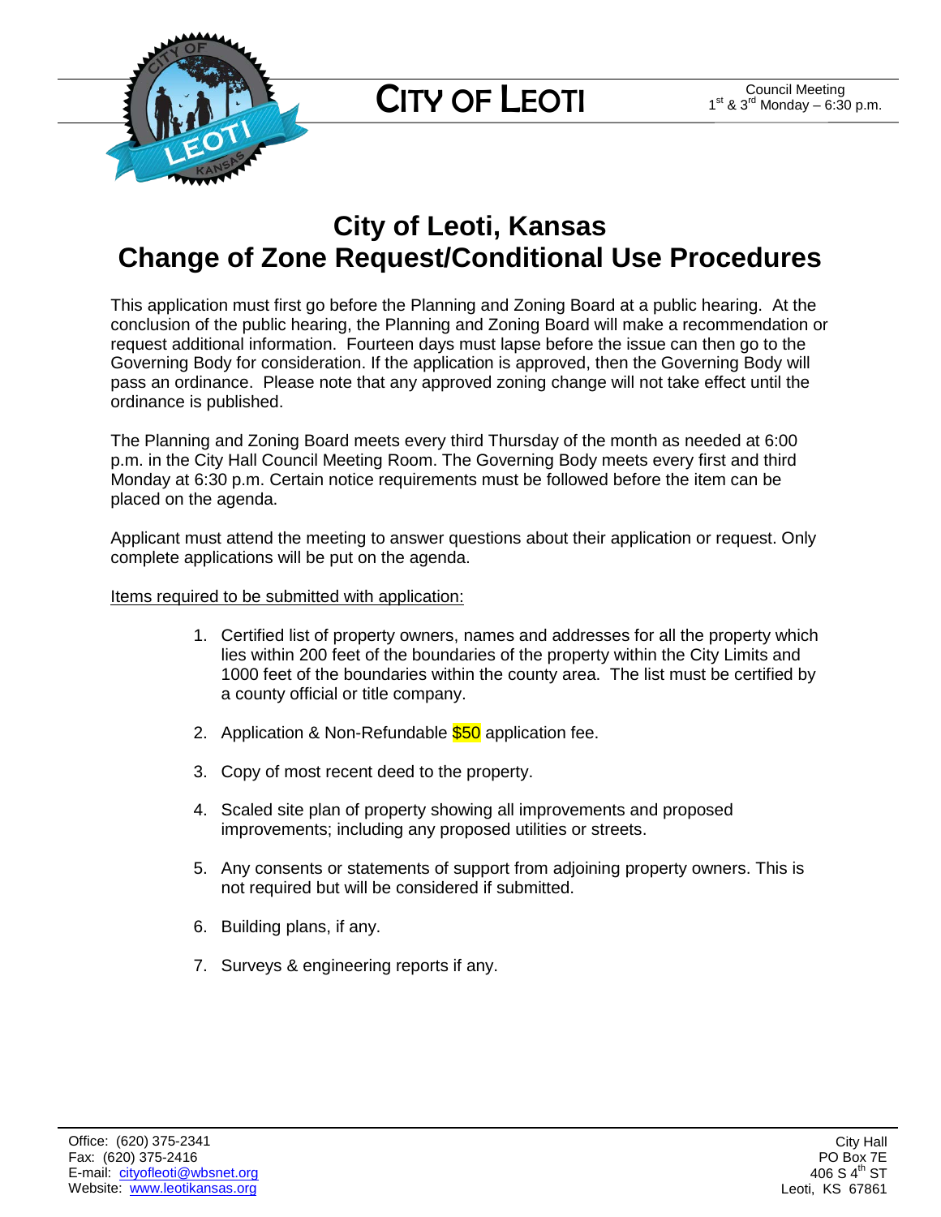CITY OF LEOTI

Council Meeting
1st & 3rd Monday – 6:30 p.m.

# City of Leoti, Kansas
# Change of Zone Request/Conditional Use Procedures

This application must first go before the Planning and Zoning Board at a public hearing. At the conclusion of the public hearing, the Planning and Zoning Board will make a recommendation or request additional information. Fourteen days must lapse before the issue can then go to the Governing Body for consideration. If the application is approved, then the Governing Body will pass an ordinance. Please note that any approved zoning change will not take effect until the ordinance is published.

The Planning and Zoning Board meets every third Thursday of the month as needed at 6:00 p.m. in the City Hall Council Meeting Room. The Governing Body meets every first and third Monday at 6:30 p.m. Certain notice requirements must be followed before the item can be placed on the agenda.

Applicant must attend the meeting to answer questions about their application or request. Only complete applications will be put on the agenda.

Items required to be submitted with application:

1. Certified list of property owners, names and addresses for all the property which lies within 200 feet of the boundaries of the property within the City Limits and 1000 feet of the boundaries within the county area. The list must be certified by a county official or title company.

2. Application & Non-Refundable $50 application fee.

3. Copy of most recent deed to the property.

4. Scaled site plan of property showing all improvements and proposed improvements; including any proposed utilities or streets.

5. Any consents or statements of support from adjoining property owners. This is not required but will be considered if submitted.

6. Building plans, if any.

7. Surveys & engineering reports if any.

Office: (620) 375-2341
Fax: (620) 375-2416
E-mail: cityofleoti@wbsnet.org
Website: www.leotikansas.org

City Hall
PO Box 7E
406 S 4th ST
Leoti, KS 67861